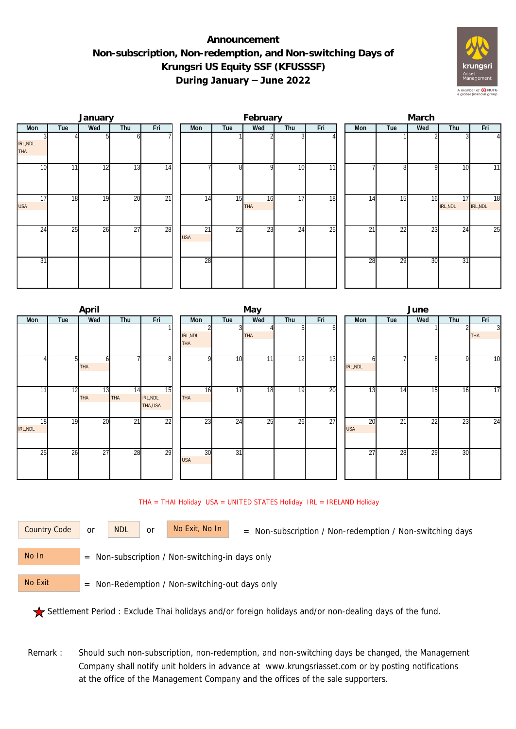# Announcement
# Non-subscription, Non-redemption, and Non-switching Days of Krungsri US Equity SSF (KFUSSSF)
# During January – June 2022

### January

| Mon | Tue | Wed | Thu | Fri |
|---|---|---|---|---|
| 3 IRL,NDL THA | 4 | 5 | 6 | 7 |
| 10 | 11 | 12 | 13 | 14 |
| 17 USA | 18 | 19 | 20 | 21 |
| 24 | 25 | 26 | 27 | 28 |
| 31 | | | | |

### February

| Mon | Tue | Wed | Thu | Fri |
|---|---|---|---|---|
| | 1 | 2 | 3 | 4 |
| 7 | 8 | 9 | 10 | 11 |
| 14 | 15 | 16 THA | 17 | 18 |
| 21 USA | 22 | 23 | 24 | 25 |
| 28 | | | | |

### March

| Mon | Tue | Wed | Thu | Fri |
|---|---|---|---|---|
| | 1 | 2 | 3 | 4 |
| 7 | 8 | 9 | 10 | 11 |
| 14 | 15 | 16 | 17 IRL,NDL | 18 IRL,NDL |
| 21 | 22 | 23 | 24 | 25 |
| 28 | 29 | 30 | 31 | |

### April

| Mon | Tue | Wed | Thu | Fri |
|---|---|---|---|---|
| | | | | 1 |
| 4 | 5 | 6 THA | 7 | 8 |
| 11 | 12 | 13 THA | 14 THA | 15 IRL,NDL THA,USA |
| 18 IRL,NDL | 19 | 20 | 21 | 22 |
| 25 | 26 | 27 | 28 | 29 |

### May

| Mon | Tue | Wed | Thu | Fri |
|---|---|---|---|---|
| 2 IRL,NDL THA | 3 | 4 THA | 5 | 6 |
| 9 | 10 | 11 | 12 | 13 |
| 16 THA | 17 | 18 | 19 | 20 |
| 23 | 24 | 25 | 26 | 27 |
| 30 USA | 31 | | | |

### June

| Mon | Tue | Wed | Thu | Fri |
|---|---|---|---|---|
| | | 1 | 2 | 3 THA |
| 6 IRL,NDL | 7 | 8 | 9 | 10 |
| 13 | 14 | 15 | 16 | 17 |
| 20 USA | 21 | 22 | 23 | 24 |
| 27 | 28 | 29 | 30 | |

THA = THAI Holiday USA = UNITED STATES Holiday IRL = IRELAND Holiday

Country Code or NDL or No Exit, No In = Non-subscription / Non-redemption / Non-switching days

No In = Non-subscription / Non-switching-in days only

No Exit = Non-Redemption / Non-switching-out days only

★ Settlement Period : Exclude Thai holidays and/or foreign holidays and/or non-dealing days of the fund.

Remark : Should such non-subscription, non-redemption, and non-switching days be changed, the Management Company shall notify unit holders in advance at www.krungsriasset.com or by posting notifications at the office of the Management Company and the offices of the sale supporters.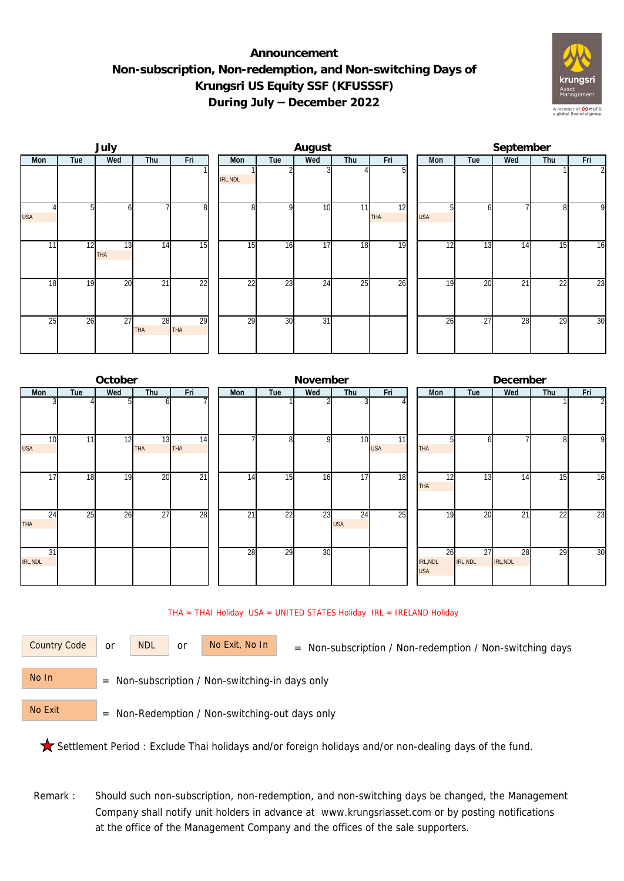# Announcement
# Non-subscription, Non-redemption, and Non-switching Days of Krungsri US Equity SSF (KFUSSSF) During July – December 2022

**July**

| Mon | Tue | Wed | Thu | Fri |
|---|---|---|---|---|
| | | | | 1 |
| 4 USA | 5 | 6 | 7 | 8 |
| 11 | 12 | 13 THA | 14 | 15 |
| 18 | 19 | 20 | 21 | 22 |
| 25 | 26 | 27 | 28 THA | 29 THA |

**August**

| Mon | Tue | Wed | Thu | Fri |
|---|---|---|---|---|
| 1 IRL,NDL | 2 | 3 | 4 | 5 |
| 8 | 9 | 10 | 11 | 12 THA |
| 15 | 16 | 17 | 18 | 19 |
| 22 | 23 | 24 | 25 | 26 |
| 29 | 30 | 31 | | |

**September**

| Mon | Tue | Wed | Thu | Fri |
|---|---|---|---|---|
| | | | 1 | 2 |
| 5 USA | 6 | 7 | 8 | 9 |
| 12 | 13 | 14 | 15 | 16 |
| 19 | 20 | 21 | 22 | 23 |
| 26 | 27 | 28 | 29 | 30 |

**October**

| Mon | Tue | Wed | Thu | Fri |
|---|---|---|---|---|
| 3 | 4 | 5 | 6 | 7 |
| 10 USA | 11 | 12 | 13 THA | 14 THA |
| 17 | 18 | 19 | 20 | 21 |
| 24 THA | 25 | 26 | 27 | 28 |
| 31 IRL,NDL | | | | |

**November**

| Mon | Tue | Wed | Thu | Fri |
|---|---|---|---|---|
| | 1 | 2 | 3 | 4 |
| 7 | 8 | 9 | 10 | 11 USA |
| 14 | 15 | 16 | 17 | 18 |
| 21 | 22 | 23 | 24 USA | 25 |
| 28 | 29 | 30 | | |

**December**

| Mon | Tue | Wed | Thu | Fri |
|---|---|---|---|---|
| | | | 1 | 2 |
| 5 THA | 6 | 7 | 8 | 9 |
| 12 THA | 13 | 14 | 15 | 16 |
| 19 | 20 | 21 | 22 | 23 |
| 26 IRL,NDL USA | 27 IRL,NDL | 28 IRL,NDL | 29 | 30 |

THA = THAI Holiday USA = UNITED STATES Holiday IRL = IRELAND Holiday

Country Code or NDL or No Exit, No In = Non-subscription / Non-redemption / Non-switching days

No In = Non-subscription / Non-switching-in days only

No Exit = Non-Redemption / Non-switching-out days only

★ Settlement Period : Exclude Thai holidays and/or foreign holidays and/or non-dealing days of the fund.

Remark : Should such non-subscription, non-redemption, and non-switching days be changed, the Management Company shall notify unit holders in advance at www.krungsriasset.com or by posting notifications at the office of the Management Company and the offices of the sale supporters.